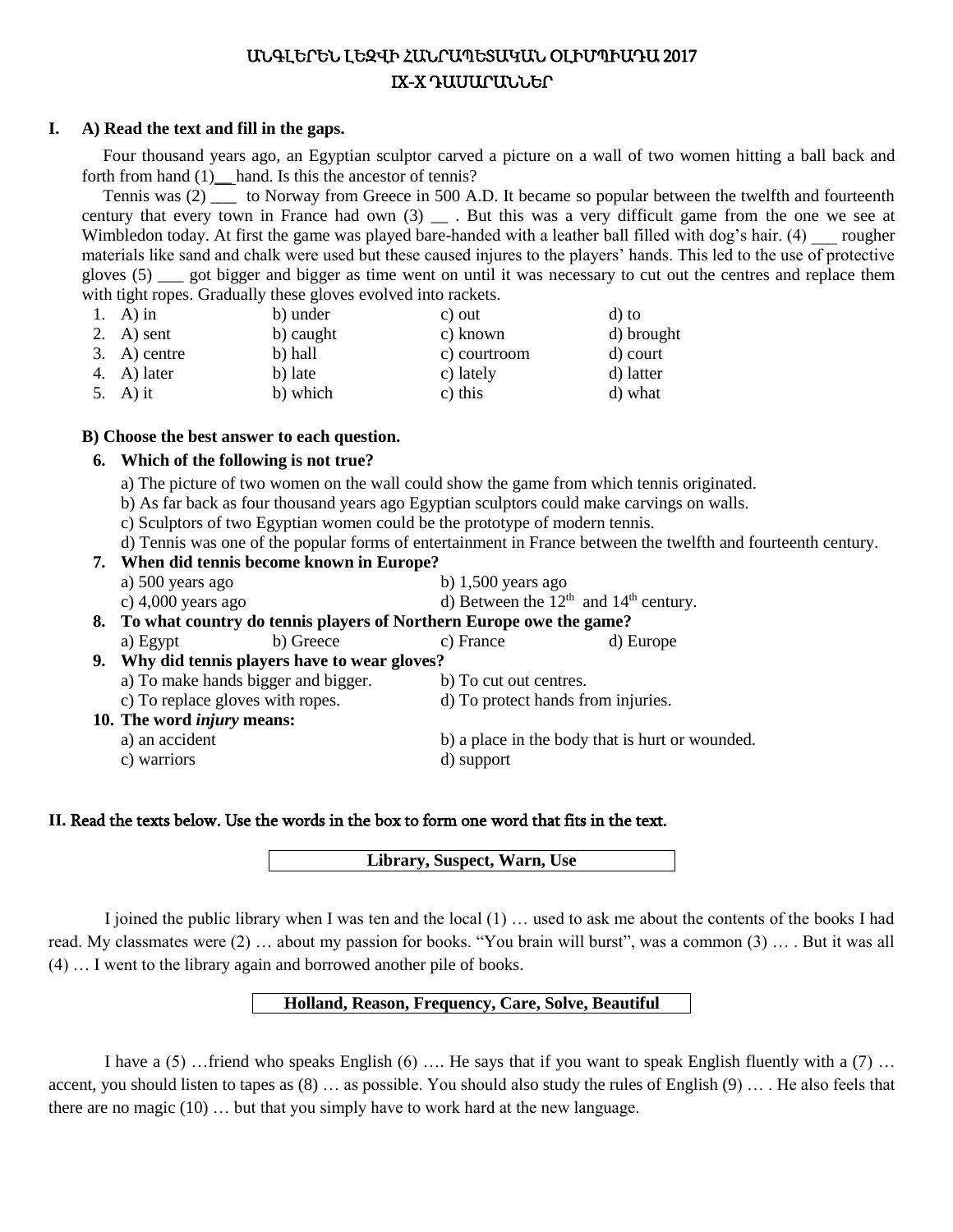# ԱՆԳԼԵՐԵՆ ԼԵԶՎԻ ՀԱՆՐԱՊԵՏԱԿԱՆ ՕԼԻՄՊԻԱԴԱ 2017
## IX-X ԴԱՍԱՐԱՆՆԵՐ

**I. A) Read the text and fill in the gaps.**

Four thousand years ago, an Egyptian sculptor carved a picture on a wall of two women hitting a ball back and forth from hand (1)__ hand. Is this the ancestor of tennis?

Tennis was (2) ___ to Norway from Greece in 500 A.D. It became so popular between the twelfth and fourteenth century that every town in France had own (3) __ . But this was a very difficult game from the one we see at Wimbledon today. At first the game was played bare-handed with a leather ball filled with dog's hair. (4) ___ rougher materials like sand and chalk were used but these caused injures to the players' hands. This led to the use of protective gloves (5) ___ got bigger and bigger as time went on until it was necessary to cut out the centres and replace them with tight ropes. Gradually these gloves evolved into rackets.

1. A) in b) under c) out d) to
2. A) sent b) caught c) known d) brought
3. A) centre b) hall c) courtroom d) court
4. A) later b) late c) lately d) latter
5. A) it b) which c) this d) what

**B) Choose the best answer to each question.**

**6. Which of the following is not true?**

a) The picture of two women on the wall could show the game from which tennis originated.
b) As far back as four thousand years ago Egyptian sculptors could make carvings on walls.
c) Sculptors of two Egyptian women could be the prototype of modern tennis.
d) Tennis was one of the popular forms of entertainment in France between the twelfth and fourteenth century.

**7. When did tennis become known in Europe?**

a) 500 years ago b) 1,500 years ago
c) 4,000 years ago d) Between the 12th and 14th century.

**8. To what country do tennis players of Northern Europe owe the game?**

a) Egypt b) Greece c) France d) Europe

**9. Why did tennis players have to wear gloves?**

a) To make hands bigger and bigger. b) To cut out centres.
c) To replace gloves with ropes. d) To protect hands from injuries.

**10. The word *injury* means:**

a) an accident b) a place in the body that is hurt or wounded.
c) warriors d) support

**II. Read the texts below. Use the words in the box to form one word that fits in the text.**

| Library, Suspect, Warn, Use |
|---|

I joined the public library when I was ten and the local (1) … used to ask me about the contents of the books I had read. My classmates were (2) … about my passion for books. "You brain will burst", was a common (3) … . But it was all (4) … I went to the library again and borrowed another pile of books.

| Holland, Reason, Frequency, Care, Solve, Beautiful |
|---|

I have a (5) …friend who speaks English (6) …. He says that if you want to speak English fluently with a (7) … accent, you should listen to tapes as (8) … as possible. You should also study the rules of English (9) … . He also feels that there are no magic (10) … but that you simply have to work hard at the new language.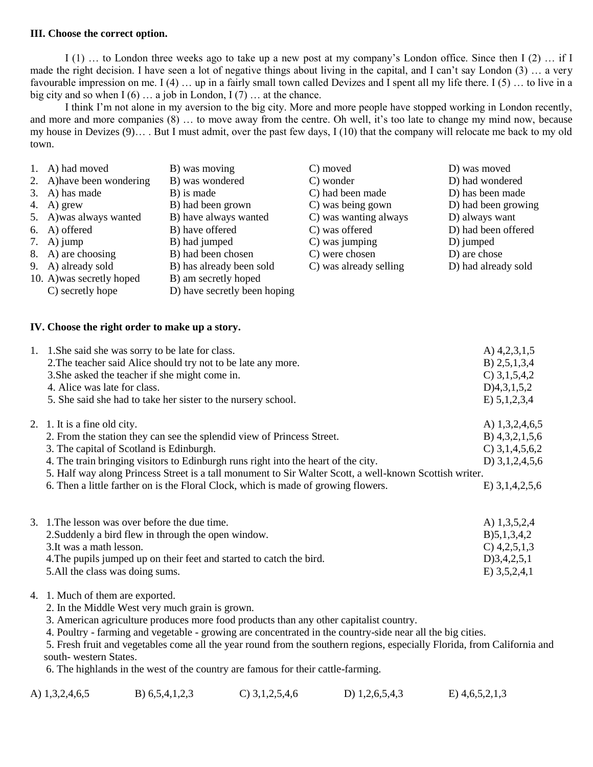**III. Choose the correct option.**

I (1) … to London three weeks ago to take up a new post at my company's London office. Since then I (2) … if I made the right decision. I have seen a lot of negative things about living in the capital, and I can't say London (3) … a very favourable impression on me. I (4) … up in a fairly small town called Devizes and I spent all my life there. I (5) … to live in a big city and so when I (6) … a job in London, I (7) … at the chance.

I think I'm not alone in my aversion to the big city. More and more people have stopped working in London recently, and more and more companies (8) … to move away from the centre. Oh well, it's too late to change my mind now, because my house in Devizes (9)… . But I must admit, over the past few days, I (10) that the company will relocate me back to my old town.

1. A) had moved B) was moving C) moved D) was moved
2. A)have been wondering B) was wondered C) wonder D) had wondered
3. A) has made B) is made C) had been made D) has been made
4. A) grew B) had been grown C) was being gown D) had been growing
5. A)was always wanted B) have always wanted C) was wanting always D) always want
6. A) offered B) have offered C) was offered D) had been offered
7. A) jump B) had jumped C) was jumping D) jumped
8. A) are choosing B) had been chosen C) were chosen D) are chose
9. A) already sold B) has already been sold C) was already selling D) had already sold
10. A)was secretly hoped B) am secretly hoped C) secretly hope D) have secretly been hoping

**IV. Choose the right order to make up a story.**

1. 1.She said she was sorry to be late for class.
   2.The teacher said Alice should try not to be late any more.
   3.She asked the teacher if she might come in.
   4. Alice was late for class.
   5. She said she had to take her sister to the nursery school.

   A) 4,2,3,1,5 B) 2,5,1,3,4 C) 3,1,5,4,2 D)4,3,1,5,2 E) 5,1,2,3,4

2. 1. It is a fine old city.
   2. From the station they can see the splendid view of Princess Street.
   3. The capital of Scotland is Edinburgh.
   4. The train bringing visitors to Edinburgh runs right into the heart of the city.
   5. Half way along Princess Street is a tall monument to Sir Walter Scott, a well-known Scottish writer.
   6. Then a little farther on is the Floral Clock, which is made of growing flowers.

   A) 1,3,2,4,6,5 B) 4,3,2,1,5,6 C) 3,1,4,5,6,2 D) 3,1,2,4,5,6 E) 3,1,4,2,5,6

3. 1.The lesson was over before the due time.
   2.Suddenly a bird flew in through the open window.
   3.It was a math lesson.
   4.The pupils jumped up on their feet and started to catch the bird.
   5.All the class was doing sums.

   A) 1,3,5,2,4 B)5,1,3,4,2 C) 4,2,5,1,3 D)3,4,2,5,1 E) 3,5,2,4,1

4. 1. Much of them are exported.
   2. In the Middle West very much grain is grown.
   3. American agriculture produces more food products than any other capitalist country.
   4. Poultry - farming and vegetable - growing are concentrated in the country-side near all the big cities.
   5. Fresh fruit and vegetables come all the year round from the southern regions, especially Florida, from California and south- western States.
   6. The highlands in the west of the country are famous for their cattle-farming.

   A) 1,3,2,4,6,5 B) 6,5,4,1,2,3 C) 3,1,2,5,4,6 D) 1,2,6,5,4,3 E) 4,6,5,2,1,3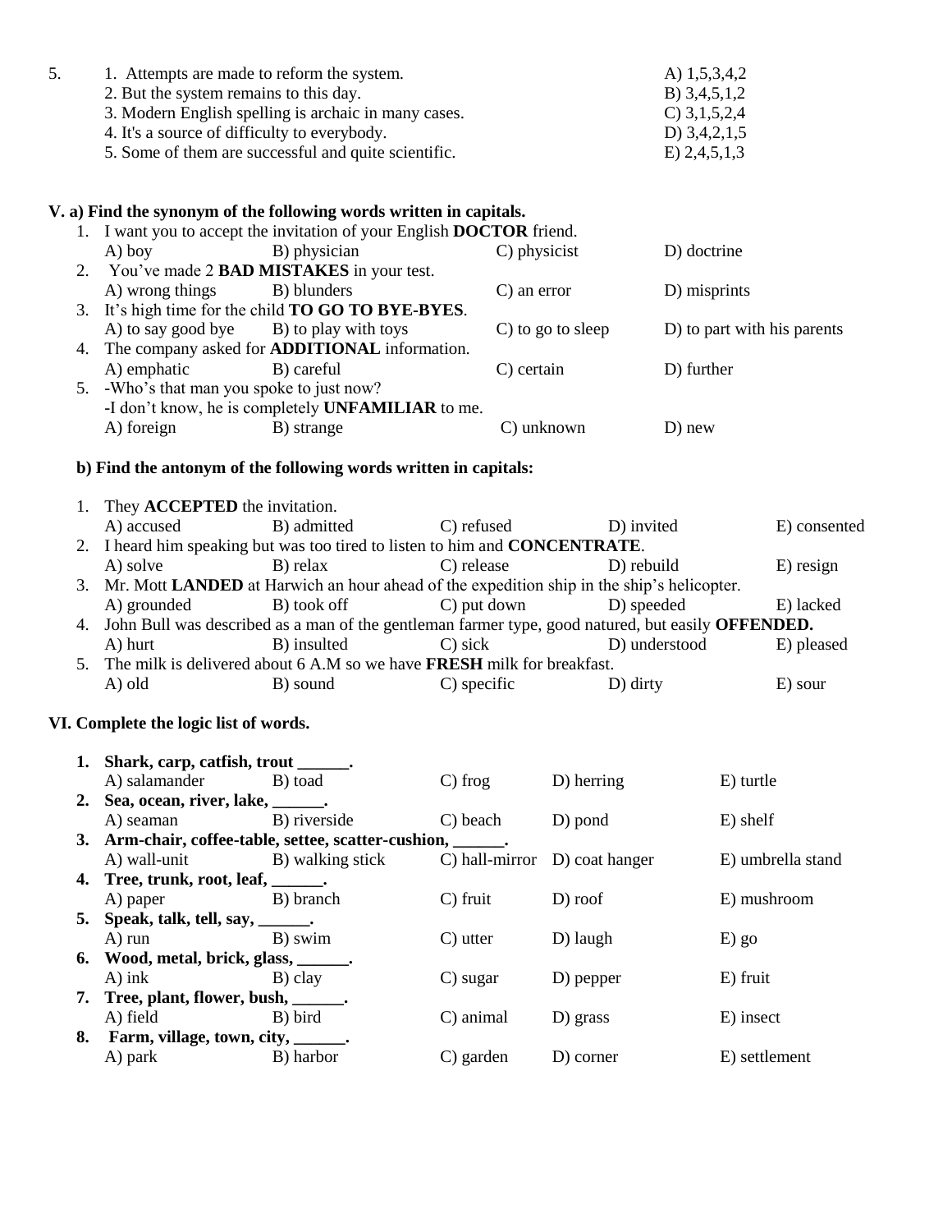5. 
1. Attempts are made to reform the system.
2. But the system remains to this day.
3. Modern English spelling is archaic in many cases.
4. It's a source of difficulty to everybody.
5. Some of them are successful and quite scientific.

A) 1,5,3,4,2
B) 3,4,5,1,2
C) 3,1,5,2,4
D) 3,4,2,1,5
E) 2,4,5,1,3

**V. a) Find the synonym of the following words written in capitals.**

1. I want you to accept the invitation of your English **DOCTOR** friend.
   A) boy B) physician C) physicist D) doctrine
2. You've made 2 **BAD MISTAKES** in your test.
   A) wrong things B) blunders C) an error D) misprints
3. It's high time for the child **TO GO TO BYE-BYES**.
   A) to say good bye B) to play with toys C) to go to sleep D) to part with his parents
4. The company asked for **ADDITIONAL** information.
   A) emphatic B) careful C) certain D) further
5. -Who's that man you spoke to just now?
   -I don't know, he is completely **UNFAMILIAR** to me.
   A) foreign B) strange C) unknown D) new

**b) Find the antonym of the following words written in capitals:**

1. They **ACCEPTED** the invitation.
   A) accused B) admitted C) refused D) invited E) consented
2. I heard him speaking but was too tired to listen to him and **CONCENTRATE**.
   A) solve B) relax C) release D) rebuild E) resign
3. Mr. Mott **LANDED** at Harwich an hour ahead of the expedition ship in the ship's helicopter.
   A) grounded B) took off C) put down D) speeded E) lacked
4. John Bull was described as a man of the gentleman farmer type, good natured, but easily **OFFENDED.**
   A) hurt B) insulted C) sick D) understood E) pleased
5. The milk is delivered about 6 A.M so we have **FRESH** milk for breakfast.
   A) old B) sound C) specific D) dirty E) sour

**VI. Complete the logic list of words.**

1. **Shark, carp, catfish, trout ______.**
   A) salamander B) toad C) frog D) herring E) turtle
2. **Sea, ocean, river, lake, ______.**
   A) seaman B) riverside C) beach D) pond E) shelf
3. **Arm-chair, coffee-table, settee, scatter-cushion, ______.**
   A) wall-unit B) walking stick C) hall-mirror D) coat hanger E) umbrella stand
4. **Tree, trunk, root, leaf, ______.**
   A) paper B) branch C) fruit D) roof E) mushroom
5. **Speak, talk, tell, say, ______.**
   A) run B) swim C) utter D) laugh E) go
6. **Wood, metal, brick, glass, ______.**
   A) ink B) clay C) sugar D) pepper E) fruit
7. **Tree, plant, flower, bush, ______.**
   A) field B) bird C) animal D) grass E) insect
8. **Farm, village, town, city, ______.**
   A) park B) harbor C) garden D) corner E) settlement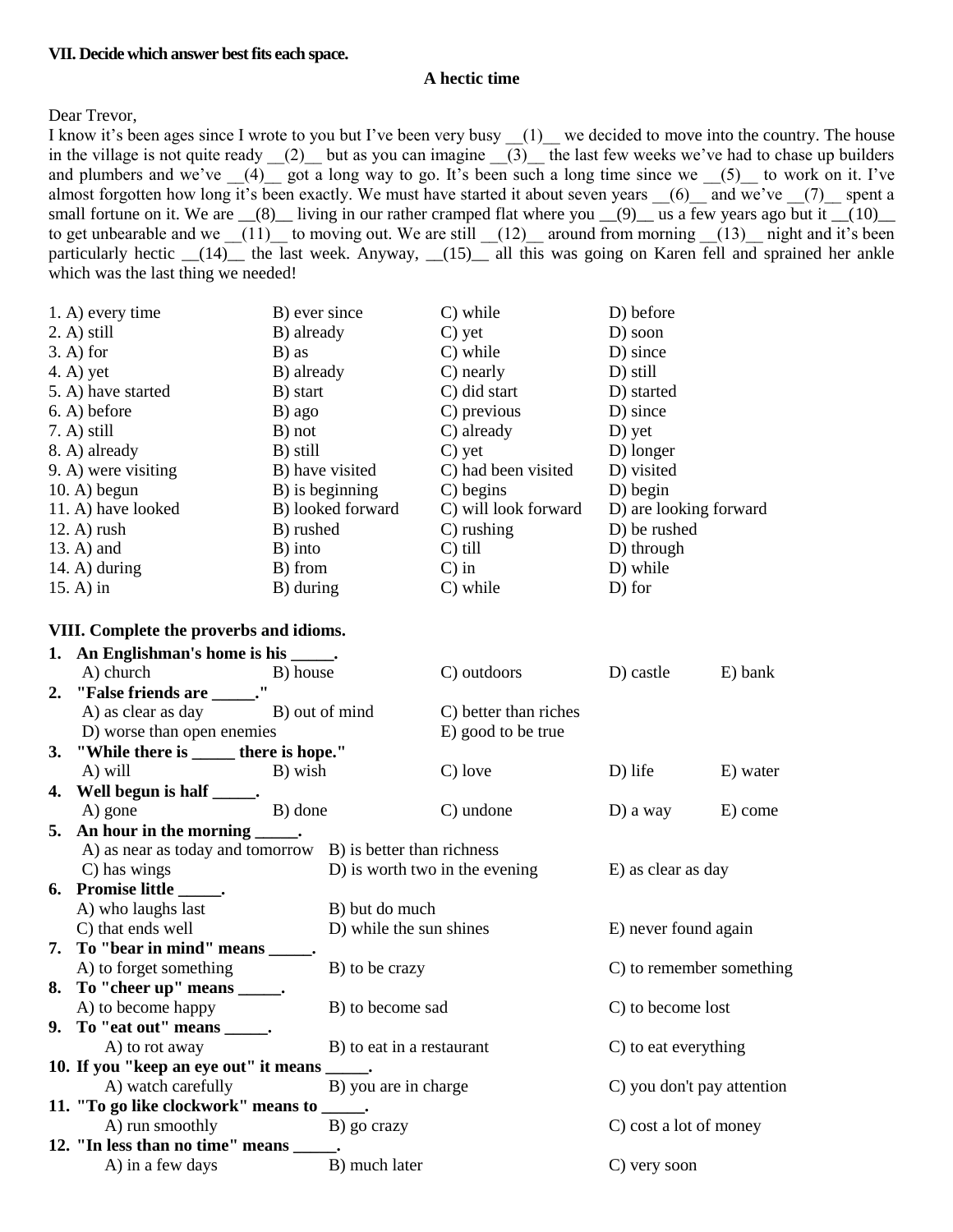**VII. Decide which answer best fits each space.**

**A hectic time**

Dear Trevor,

I know it's been ages since I wrote to you but I've been very busy __(1)__ we decided to move into the country. The house in the village is not quite ready __(2)__ but as you can imagine __(3)__ the last few weeks we've had to chase up builders and plumbers and we've __(4)__ got a long way to go. It's been such a long time since we __(5)__ to work on it. I've almost forgotten how long it's been exactly. We must have started it about seven years __(6)__ and we've __(7)__ spent a small fortune on it. We are __(8)__ living in our rather cramped flat where you __(9)__ us a few years ago but it __(10)__ to get unbearable and we __(11)__ to moving out. We are still __(12)__ around from morning __(13)__ night and it's been particularly hectic __(14)__ the last week. Anyway, __(15)__ all this was going on Karen fell and sprained her ankle which was the last thing we needed!

| | | | |
|---|---|---|---|
| 1. A) every time | B) ever since | C) while | D) before |
| 2. A) still | B) already | C) yet | D) soon |
| 3. A) for | B) as | C) while | D) since |
| 4. A) yet | B) already | C) nearly | D) still |
| 5. A) have started | B) start | C) did start | D) started |
| 6. A) before | B) ago | C) previous | D) since |
| 7. A) still | B) not | C) already | D) yet |
| 8. A) already | B) still | C) yet | D) longer |
| 9. A) were visiting | B) have visited | C) had been visited | D) visited |
| 10. A) begun | B) is beginning | C) begins | D) begin |
| 11. A) have looked | B) looked forward | C) will look forward | D) are looking forward |
| 12. A) rush | B) rushed | C) rushing | D) be rushed |
| 13. A) and | B) into | C) till | D) through |
| 14. A) during | B) from | C) in | D) while |
| 15. A) in | B) during | C) while | D) for |

**VIII. Complete the proverbs and idioms.**

**1. An Englishman's home is his _____.**
A) church B) house C) outdoors D) castle E) bank

**2. "False friends are _____."**
A) as clear as day B) out of mind C) better than riches
D) worse than open enemies E) good to be true

**3. "While there is _____ there is hope."**
A) will B) wish C) love D) life E) water

**4. Well begun is half _____.**
A) gone B) done C) undone D) a way E) come

**5. An hour in the morning _____.**
A) as near as today and tomorrow B) is better than richness
C) has wings D) is worth two in the evening E) as clear as day

**6. Promise little _____.**
A) who laughs last B) but do much
C) that ends well D) while the sun shines E) never found again

**7. To "bear in mind" means _____.**
A) to forget something B) to be crazy C) to remember something

**8. To "cheer up" means _____.**
A) to become happy B) to become sad C) to become lost

**9. To "eat out" means _____.**
A) to rot away B) to eat in a restaurant C) to eat everything

**10. If you "keep an eye out" it means _____.**
A) watch carefully B) you are in charge C) you don't pay attention

**11. "To go like clockwork" means to _____.**
A) run smoothly B) go crazy C) cost a lot of money

**12. "In less than no time" means _____.**
A) in a few days B) much later C) very soon